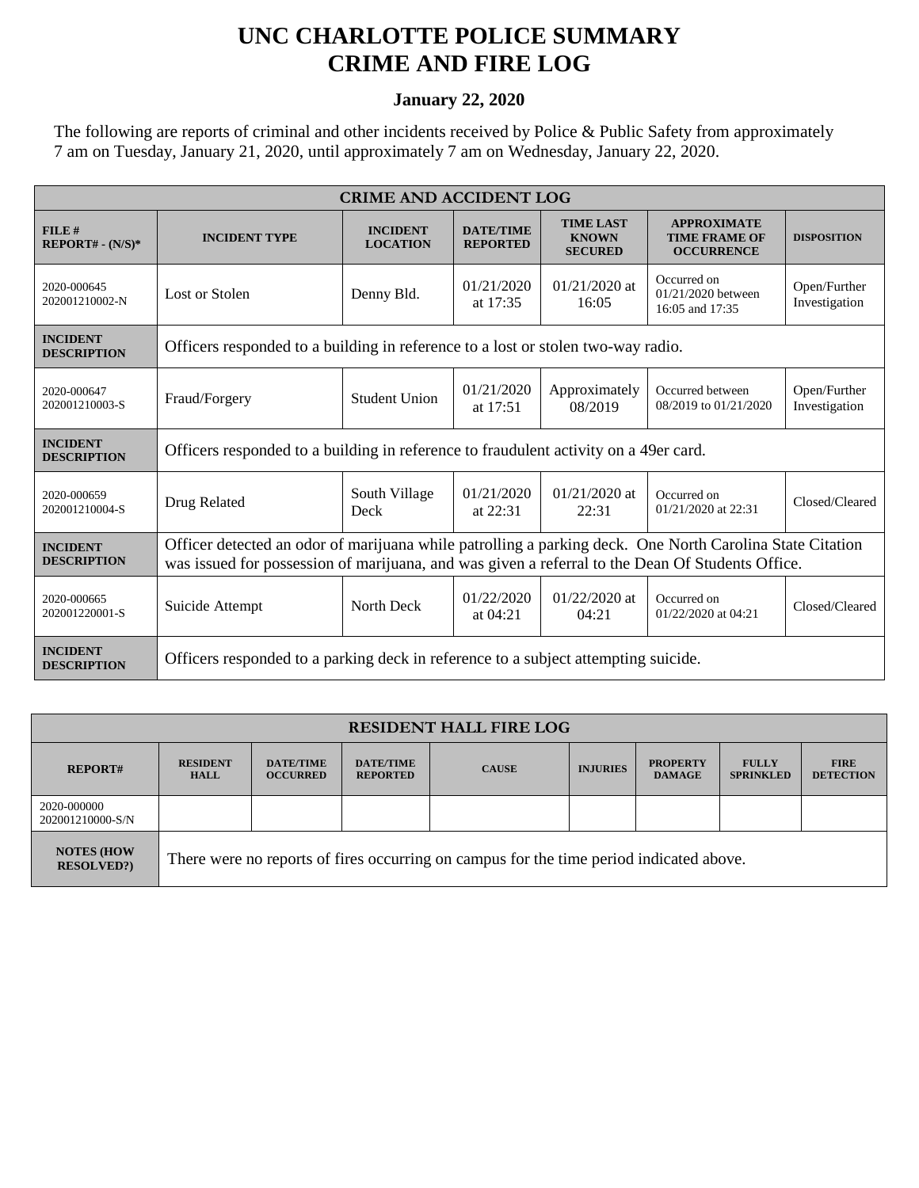# UNC CHARLOTTE POLICE SUMMARY
# CRIME AND FIRE LOG

**January 22, 2020**

The following are reports of criminal and other incidents received by Police & Public Safety from approximately 7 am on Tuesday, January 21, 2020, until approximately 7 am on Wednesday, January 22, 2020.

| CRIME AND ACCIDENT LOG | | | | | | |
|---|---|---|---|---|---|---|
| **FILE # REPORT# - (N/S)*** | **INCIDENT TYPE** | **INCIDENT LOCATION** | **DATE/TIME REPORTED** | **TIME LAST KNOWN SECURED** | **APPROXIMATE TIME FRAME OF OCCURRENCE** | **DISPOSITION** |
| 2020-000645 202001210002-N | Lost or Stolen | Denny Bld. | 01/21/2020 at 17:35 | 01/21/2020 at 16:05 | Occurred on 01/21/2020 between 16:05 and 17:35 | Open/Further Investigation |
| **INCIDENT DESCRIPTION** | Officers responded to a building in reference to a lost or stolen two-way radio. | | | | | |
| 2020-000647 202001210003-S | Fraud/Forgery | Student Union | 01/21/2020 at 17:51 | Approximately 08/2019 | Occurred between 08/2019 to 01/21/2020 | Open/Further Investigation |
| **INCIDENT DESCRIPTION** | Officers responded to a building in reference to fraudulent activity on a 49er card. | | | | | |
| 2020-000659 202001210004-S | Drug Related | South Village Deck | 01/21/2020 at 22:31 | 01/21/2020 at 22:31 | Occurred on 01/21/2020 at 22:31 | Closed/Cleared |
| **INCIDENT DESCRIPTION** | Officer detected an odor of marijuana while patrolling a parking deck. One North Carolina State Citation was issued for possession of marijuana, and was given a referral to the Dean Of Students Office. | | | | | |
| 2020-000665 202001220001-S | Suicide Attempt | North Deck | 01/22/2020 at 04:21 | 01/22/2020 at 04:21 | Occurred on 01/22/2020 at 04:21 | Closed/Cleared |
| **INCIDENT DESCRIPTION** | Officers responded to a parking deck in reference to a subject attempting suicide. | | | | | |

| RESIDENT HALL FIRE LOG | | | | | | | | |
|---|---|---|---|---|---|---|---|---|
| **REPORT#** | **RESIDENT HALL** | **DATE/TIME OCCURRED** | **DATE/TIME REPORTED** | **CAUSE** | **INJURIES** | **PROPERTY DAMAGE** | **FULLY SPRINKLED** | **FIRE DETECTION** |
| 2020-000000 202001210000-S/N | | | | | | | | |
| **NOTES (HOW RESOLVED?)** | There were no reports of fires occurring on campus for the time period indicated above. | | | | | | | |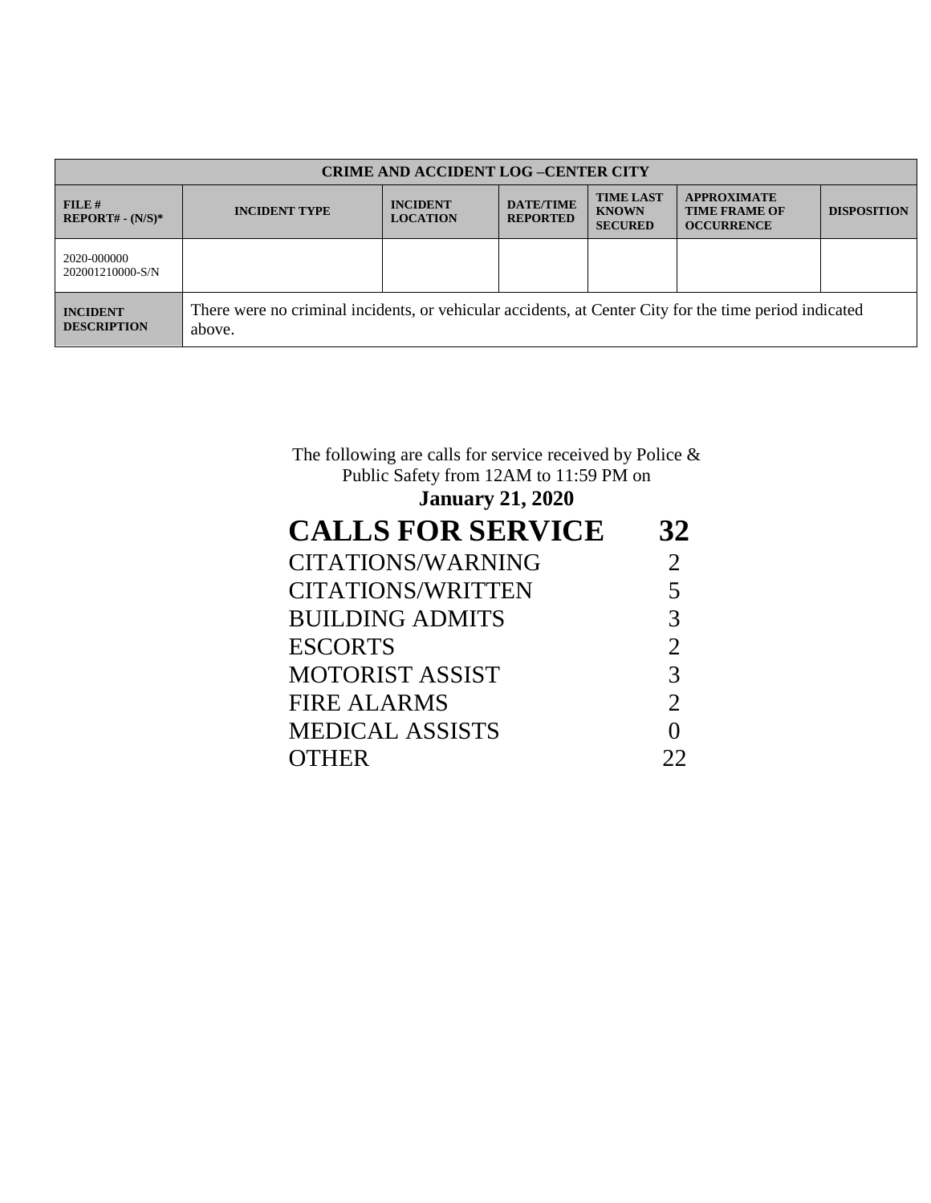| CRIME AND ACCIDENT LOG –CENTER CITY | | | | | | |
|---|---|---|---|---|---|---|
| **FILE # REPORT# - (N/S)*** | **INCIDENT TYPE** | **INCIDENT LOCATION** | **DATE/TIME REPORTED** | **TIME LAST KNOWN SECURED** | **APPROXIMATE TIME FRAME OF OCCURRENCE** | **DISPOSITION** |
| 2020-000000 202001210000-S/N | | | | | | |
| **INCIDENT DESCRIPTION** | There were no criminal incidents, or vehicular accidents, at Center City for the time period indicated above. | | | | | |

The following are calls for service received by Police & Public Safety from 12AM to 11:59 PM on

**January 21, 2020**

| | |
|---|---|
| **CALLS FOR SERVICE** | **32** |
| CITATIONS/WARNING | 2 |
| CITATIONS/WRITTEN | 5 |
| BUILDING ADMITS | 3 |
| ESCORTS | 2 |
| MOTORIST ASSIST | 3 |
| FIRE ALARMS | 2 |
| MEDICAL ASSISTS | 0 |
| OTHER | 22 |